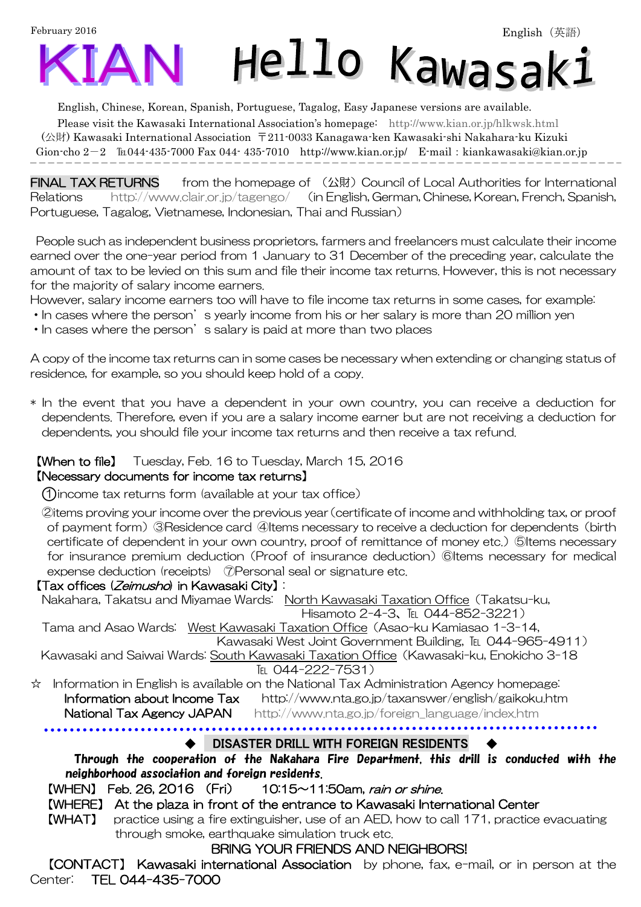February 2016

English（英語）

# KIAN Hello Kawasaki

English, Chinese, Korean, Spanish, Portuguese, Tagalog, Easy Japanese versions are available.

Please visit the Kawasaki International Association's homepage: http://www.kian.or.jp/hlkwsk.html

(公財) Kawasaki International Association 〒211-0033 Kanagawa-ken Kawasaki-shi Nakahara-ku Kizuki Gion-cho 2－2 TEL044-435-7000 Fax 044- 435-7010 http://www.kian.or.jp/ E-mail : kiankawasaki@kian.or.jp

---

## FINAL TAX RETURNS

from the homepage of （公財）Council of Local Authorities for International Relations http://www.clair.or.jp/tagengo/ （in English, German, Chinese, Korean, French, Spanish, Portuguese, Tagalog, Vietnamese, Indonesian, Thai and Russian）

People such as independent business proprietors, farmers and freelancers must calculate their income earned over the one-year period from 1 January to 31 December of the preceding year, calculate the amount of tax to be levied on this sum and file their income tax returns. However, this is not necessary for the majority of salary income earners.

However, salary income earners too will have to file income tax returns in some cases, for example:

- In cases where the person's yearly income from his or her salary is more than 20 million yen
- In cases where the person's salary is paid at more than two places

A copy of the income tax returns can in some cases be necessary when extending or changing status of residence, for example, so you should keep hold of a copy.

* In the event that you have a dependent in your own country, you can receive a deduction for dependents. Therefore, even if you are a salary income earner but are not receiving a deduction for dependents, you should file your income tax returns and then receive a tax refund.

【When to file】 Tuesday, Feb. 16 to Tuesday, March 15, 2016

【Necessary documents for income tax returns】

①income tax returns form (available at your tax office)

②items proving your income over the previous year (certificate of income and withholding tax, or proof of payment form) ③Residence card ④Items necessary to receive a deduction for dependents (birth certificate of dependent in your own country, proof of remittance of money etc.) ⑤Items necessary for insurance premium deduction (Proof of insurance deduction) ⑥Items necessary for medical expense deduction (receipts) ⑦Personal seal or signature etc.

【Tax offices (*Zeimusho*) in Kawasaki City】:

Nakahara, Takatsu and Miyamae Wards: North Kawasaki Taxation Office (Takatsu-ku, Hisamoto 2-4-3、TEL 044-852-3221)

Tama and Asao Wards: West Kawasaki Taxation Office (Asao-ku Kamiasao 1-3-14, Kawasaki West Joint Government Building, TEL 044-965-4911)

Kawasaki and Saiwai Wards: South Kawasaki Taxation Office (Kawasaki-ku, Enokicho 3-18 TEL 044-222-7531)

☆ Information in English is available on the National Tax Administration Agency homepage:

Information about Income Tax http://www.nta.go.jp/taxanswer/english/gaikoku.htm

National Tax Agency JAPAN http://www.nta.go.jp/foreign_language/index.htm

---

## ◆ DISASTER DRILL WITH FOREIGN RESIDENTS ◆

***Through the cooperation of the Nakahara Fire Department, this drill is conducted with the neighborhood association and foreign residents.***

【WHEN】 Feb. 26, 2016 (Fri) 10:15～11:50am, *rain or shine*.

【WHERE】 At the plaza in front of the entrance to Kawasaki International Center

【WHAT】 practice using a fire extinguisher, use of an AED, how to call 171, practice evacuating through smoke, earthquake simulation truck etc.

BRING YOUR FRIENDS AND NEIGHBORS!

【CONTACT】 Kawasaki international Association by phone, fax, e-mail, or in person at the Center: TEL 044-435-7000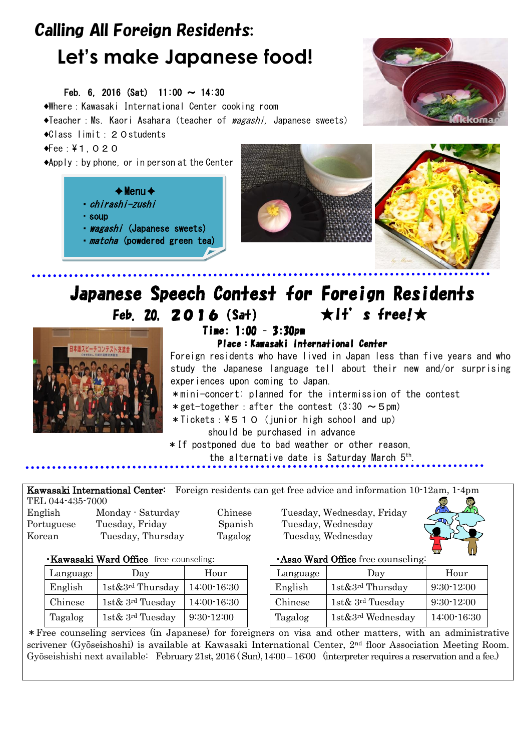# Calling All Foreign Residents:

# Let's make Japanese food!

**Feb. 6, 2016 (Sat) 11:00 ～ 14:30**

- ♦Where：Kawasaki International Center cooking room
- ♦Teacher：Ms. Kaori Asahara (teacher of *wagashi*, Japanese sweets)
- ♦Class limit：２０students
- ♦Fee：¥1，０２０
- ♦Apply：by phone, or in person at the Center

**✦Menu✦**

- *chirashi-zushi*
- soup
- *wagashi* (Japanese sweets)
- *matcha* (powdered green tea)

## Japanese Speech Contest for Foreign Residents

**Feb. 20, 2016 (Sat)** ★It' s free!★

**Time: 1:00 – 3:30pm**

**Place：Kawasaki International Center**

Foreign residents who have lived in Japan less than five years and who study the Japanese language tell about their new and/or surprising experiences upon coming to Japan.

＊mini-concert: planned for the intermission of the contest
＊get-together：after the contest (3:30 ～5pm)
＊Tickets：¥５１０ (junior high school and up) should be purchased in advance
＊If postponed due to bad weather or other reason, the alternative date is Saturday March 5th.

**Kawasaki International Center:** Foreign residents can get free advice and information 10-12am, 1-4pm
TEL 044-435-7000

| | | | |
|---|---|---|---|
| English | Monday - Saturday | Chinese | Tuesday, Wednesday, Friday |
| Portuguese | Tuesday, Friday | Spanish | Tuesday, Wednesday |
| Korean | Tuesday, Thursday | Tagalog | Tuesday, Wednesday |

・**Kawasaki Ward Office** free counseling:

| Language | Day | Hour |
|---|---|---|
| English | 1st&3rd Thursday | 14:00-16:30 |
| Chinese | 1st& 3rd Tuesday | 14:00-16:30 |
| Tagalog | 1st& 3rd Tuesday | 9:30-12:00 |

・**Asao Ward Office** free counseling:

| Language | Day | Hour |
|---|---|---|
| English | 1st&3rd Thursday | 9:30-12:00 |
| Chinese | 1st& 3rd Tuesday | 9:30-12:00 |
| Tagalog | 1st&3rd Wednesday | 14:00-16:30 |

＊Free counseling services (in Japanese) for foreigners on visa and other matters, with an administrative scrivener (Gyōseishoshi) is available at Kawasaki International Center, 2nd floor Association Meeting Room. Gyōseishishi next available: February 21st, 2016 (Sun), 14:00 – 16:00 (interpreter requires a reservation and a fee.)